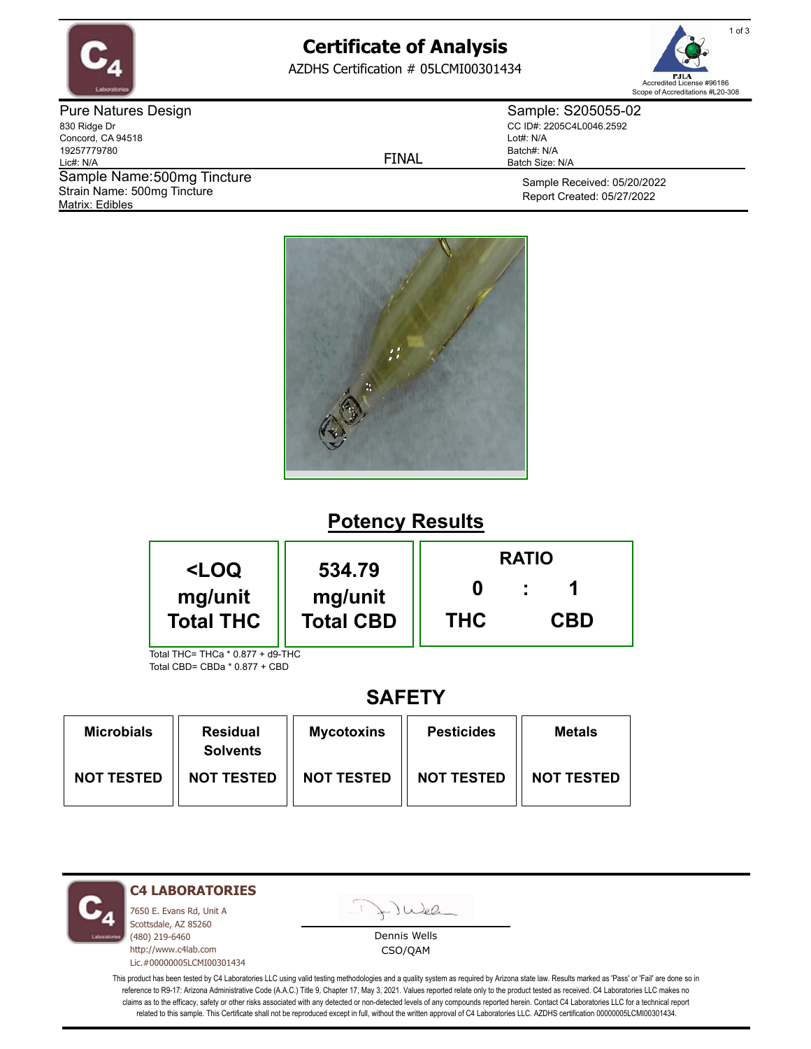# Certificate of Analysis

AZDHS Certification # 05LCMI00301434

PJLA Accredited License #96186
Scope of Accreditations #L20-308

**Pure Natures Design**
830 Ridge Dr
Concord, CA 94518
19257779780
Lic#: N/A

FINAL

**Sample: S205055-02**
CC ID#: 2205C4L0046.2592
Lot#: N/A
Batch#: N/A
Batch Size: N/A

Sample Name: 500mg Tincture
Strain Name: 500mg Tincture
Matrix: Edibles

Sample Received: 05/20/2022
Report Created: 05/27/2022

## Potency Results

| <LOQ mg/unit Total THC | 534.79 mg/unit Total CBD | RATIO 0 : 1 THC : CBD |
|---|---|---|

Total THC= THCa * 0.877 + d9-THC
Total CBD= CBDa * 0.877 + CBD

## SAFETY

| Microbials | Residual Solvents | Mycotoxins | Pesticides | Metals |
|---|---|---|---|---|
| NOT TESTED | NOT TESTED | NOT TESTED | NOT TESTED | NOT TESTED |

**C4 LABORATORIES**
7650 E. Evans Rd, Unit A
Scottsdale, AZ 85260
(480) 219-6460
http://www.c4lab.com
Lic.#00000005LCMI00301434

Dennis Wells
CSO/QAM

This product has been tested by C4 Laboratories LLC using valid testing methodologies and a quality system as required by Arizona state law. Results marked as 'Pass' or 'Fail' are done so in reference to R9-17: Arizona Administrative Code (A.A.C.) Title 9, Chapter 17, May 3, 2021. Values reported relate only to the product tested as received. C4 Laboratories LLC makes no claims as to the efficacy, safety or other risks associated with any detected or non-detected levels of any compounds reported herein. Contact C4 Laboratories LLC for a technical report related to this sample. This Certificate shall not be reproduced except in full, without the written approval of C4 Laboratories LLC. AZDHS certification 00000005LCMI00301434.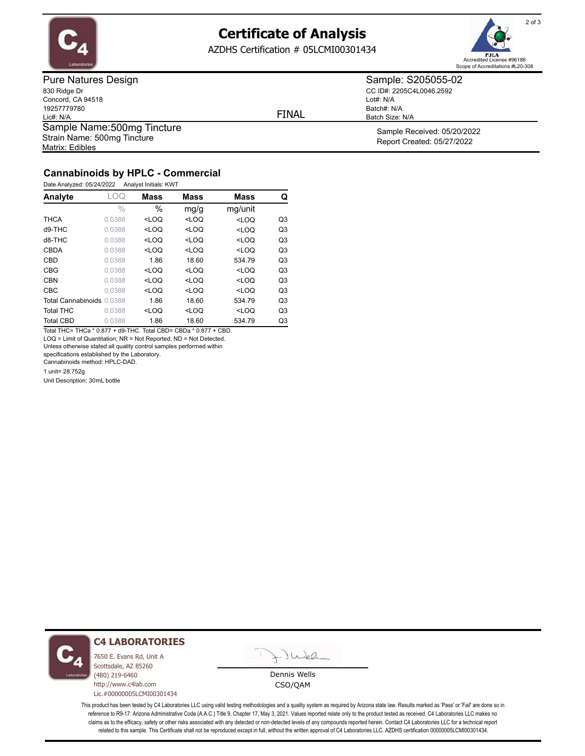# Certificate of Analysis

AZDHS Certification # 05LCMI00301434

PJLA Accredited License #96186
Scope of Accreditations #L20-308

**Pure Natures Design**
830 Ridge Dr
Concord, CA 94518
19257779780
Lic#: N/A

FINAL

**Sample: S205055-02**
CC ID#: 2205C4L0046.2592
Lot#: N/A
Batch#: N/A
Batch Size: N/A

Sample Name:500mg Tincture
Strain Name: 500mg Tincture
Matrix: Edibles

Sample Received: 05/20/2022
Report Created: 05/27/2022

## Cannabinoids by HPLC - Commercial

Date Analyzed: 05/24/2022 Analyst Initials: KWT

| Analyte | LOQ | Mass | Mass | Mass | Q |
|---|---|---|---|---|---|
| | % | % | mg/g | mg/unit | |
| THCA | 0.0388 | <LOQ | <LOQ | <LOQ | Q3 |
| d9-THC | 0.0388 | <LOQ | <LOQ | <LOQ | Q3 |
| d8-THC | 0.0388 | <LOQ | <LOQ | <LOQ | Q3 |
| CBDA | 0.0388 | <LOQ | <LOQ | <LOQ | Q3 |
| CBD | 0.0388 | 1.86 | 18.60 | 534.79 | Q3 |
| CBG | 0.0388 | <LOQ | <LOQ | <LOQ | Q3 |
| CBN | 0.0388 | <LOQ | <LOQ | <LOQ | Q3 |
| CBC | 0.0388 | <LOQ | <LOQ | <LOQ | Q3 |
| Total Cannabinoids | 0.0388 | 1.86 | 18.60 | 534.79 | Q3 |
| Total THC | 0.0388 | <LOQ | <LOQ | <LOQ | Q3 |
| Total CBD | 0.0388 | 1.86 | 18.60 | 534.79 | Q3 |

Total THC= THCa * 0.877 + d9-THC. Total CBD= CBDa * 0.877 + CBD.
LOQ = Limit of Quantitation; NR = Not Reported; ND = Not Detected.
Unless otherwise stated all quality control samples performed within specifications established by the Laboratory.
Cannabinoids method: HPLC-DAD.

1 unit= 28.752g

Unit Description: 30mL bottle

**C4 LABORATORIES**
7650 E. Evans Rd, Unit A
Scottsdale, AZ 85260
(480) 219-6460
http://www.c4lab.com
Lic.#00000005LCMI00301434

Dennis Wells
CSO/QAM

This product has been tested by C4 Laboratories LLC using valid testing methodologies and a quality system as required by Arizona state law. Results marked as 'Pass' or 'Fail' are done so in reference to R9-17: Arizona Administrative Code (A.A.C.) Title 9, Chapter 17, May 3, 2021. Values reported relate only to the product tested as received. C4 Laboratories LLC makes no claims as to the efficacy, safety or other risks associated with any detected or non-detected levels of any compounds reported herein. Contact C4 Laboratories LLC for a technical report related to this sample. This Certificate shall not be reproduced except in full, without the written approval of C4 Laboratories LLC. AZDHS certification 00000005LCMI00301434.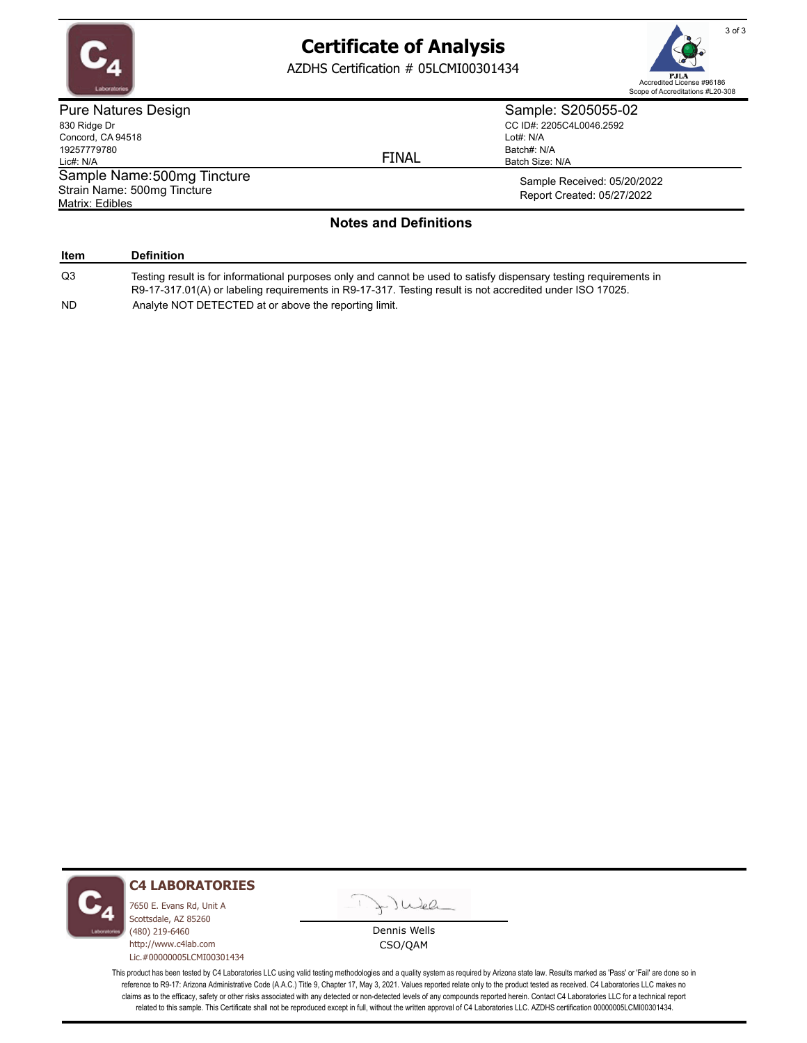# Certificate of Analysis

AZDHS Certification # 05LCMI00301434

Accredited License #96186
Scope of Accreditations #L20-308

**Pure Natures Design**
830 Ridge Dr
Concord, CA 94518
19257779780
Lic#: N/A

FINAL

**Sample: S205055-02**
CC ID#: 2205C4L0046.2592
Lot#: N/A
Batch#: N/A
Batch Size: N/A

Sample Name:500mg Tincture
Strain Name: 500mg Tincture
Matrix: Edibles

Sample Received: 05/20/2022
Report Created: 05/27/2022

## Notes and Definitions

| Item | Definition |
|---|---|
| Q3 | Testing result is for informational purposes only and cannot be used to satisfy dispensary testing requirements in R9-17-317.01(A) or labeling requirements in R9-17-317. Testing result is not accredited under ISO 17025. |
| ND | Analyte NOT DETECTED at or above the reporting limit. |

**C4 LABORATORIES**
7650 E. Evans Rd, Unit A
Scottsdale, AZ 85260
(480) 219-6460
http://www.c4lab.com
Lic.#00000005LCMI00301434

Dennis Wells
CSO/QAM

This product has been tested by C4 Laboratories LLC using valid testing methodologies and a quality system as required by Arizona state law. Results marked as 'Pass' or 'Fail' are done so in reference to R9-17: Arizona Administrative Code (A.A.C.) Title 9, Chapter 17, May 3, 2021. Values reported relate only to the product tested as received. C4 Laboratories LLC makes no claims as to the efficacy, safety or other risks associated with any detected or non-detected levels of any compounds reported herein. Contact C4 Laboratories LLC for a technical report related to this sample. This Certificate shall not be reproduced except in full, without the written approval of C4 Laboratories LLC. AZDHS certification 00000005LCMI00301434.